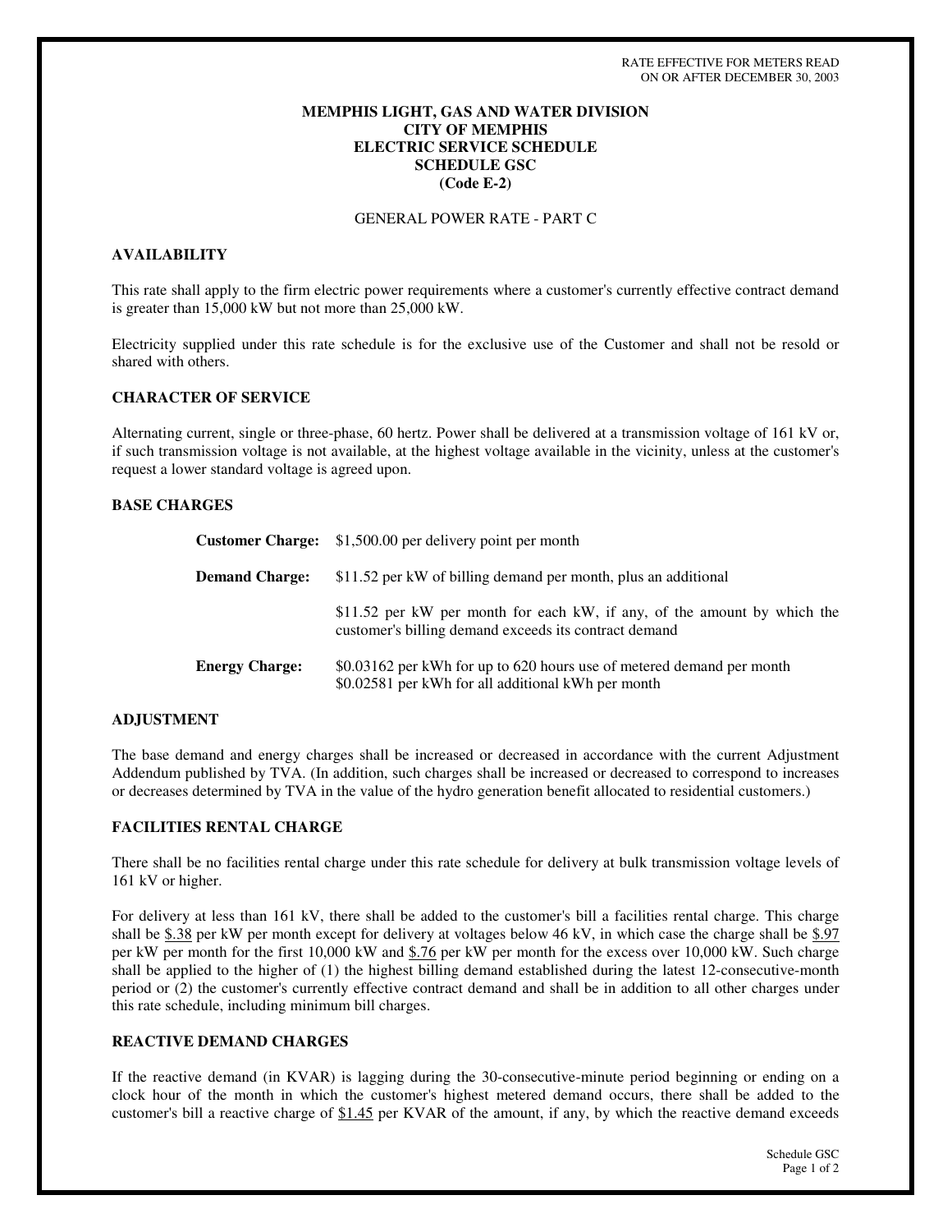RATE EFFECTIVE FOR METERS READ
ON OR AFTER DECEMBER 30, 2003

**MEMPHIS LIGHT, GAS AND WATER DIVISION**
**CITY OF MEMPHIS**
**ELECTRIC SERVICE SCHEDULE**
**SCHEDULE GSC**
**(Code E-2)**

GENERAL POWER RATE - PART C

## AVAILABILITY

This rate shall apply to the firm electric power requirements where a customer's currently effective contract demand is greater than 15,000 kW but not more than 25,000 kW.

Electricity supplied under this rate schedule is for the exclusive use of the Customer and shall not be resold or shared with others.

## CHARACTER OF SERVICE

Alternating current, single or three-phase, 60 hertz. Power shall be delivered at a transmission voltage of 161 kV or, if such transmission voltage is not available, at the highest voltage available in the vicinity, unless at the customer's request a lower standard voltage is agreed upon.

## BASE CHARGES

**Customer Charge:** $1,500.00 per delivery point per month

**Demand Charge:** $11.52 per kW of billing demand per month, plus an additional

$11.52 per kW per month for each kW, if any, of the amount by which the customer's billing demand exceeds its contract demand

**Energy Charge:** $0.03162 per kWh for up to 620 hours use of metered demand per month
$0.02581 per kWh for all additional kWh per month

## ADJUSTMENT

The base demand and energy charges shall be increased or decreased in accordance with the current Adjustment Addendum published by TVA. (In addition, such charges shall be increased or decreased to correspond to increases or decreases determined by TVA in the value of the hydro generation benefit allocated to residential customers.)

## FACILITIES RENTAL CHARGE

There shall be no facilities rental charge under this rate schedule for delivery at bulk transmission voltage levels of 161 kV or higher.

For delivery at less than 161 kV, there shall be added to the customer's bill a facilities rental charge. This charge shall be $.38 per kW per month except for delivery at voltages below 46 kV, in which case the charge shall be $.97 per kW per month for the first 10,000 kW and $.76 per kW per month for the excess over 10,000 kW. Such charge shall be applied to the higher of (1) the highest billing demand established during the latest 12-consecutive-month period or (2) the customer's currently effective contract demand and shall be in addition to all other charges under this rate schedule, including minimum bill charges.

## REACTIVE DEMAND CHARGES

If the reactive demand (in KVAR) is lagging during the 30-consecutive-minute period beginning or ending on a clock hour of the month in which the customer's highest metered demand occurs, there shall be added to the customer's bill a reactive charge of $1.45 per KVAR of the amount, if any, by which the reactive demand exceeds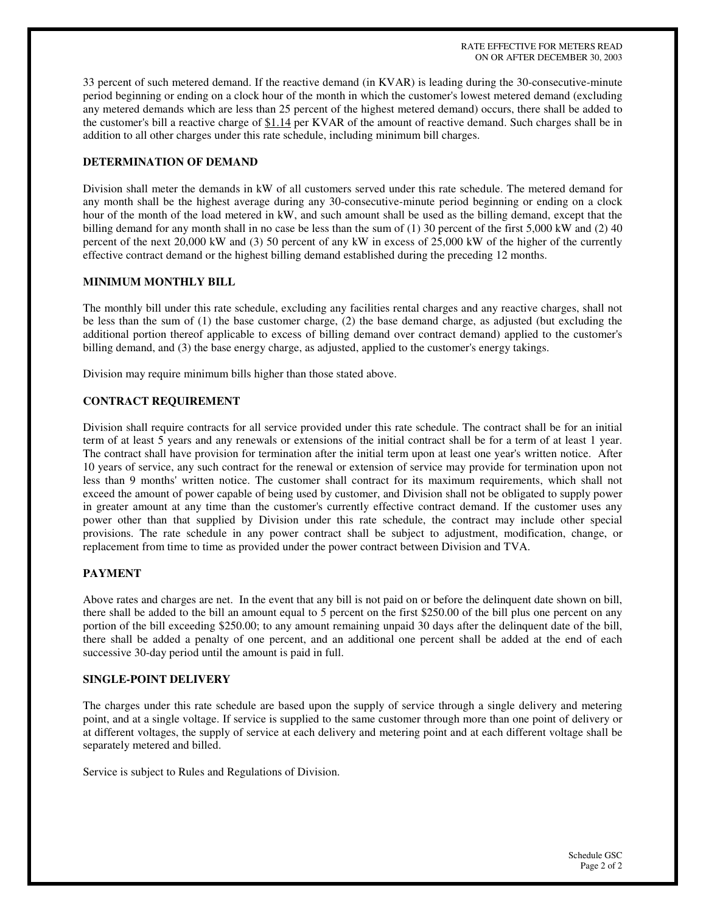33 percent of such metered demand. If the reactive demand (in KVAR) is leading during the 30-consecutive-minute period beginning or ending on a clock hour of the month in which the customer's lowest metered demand (excluding any metered demands which are less than 25 percent of the highest metered demand) occurs, there shall be added to the customer's bill a reactive charge of $1.14 per KVAR of the amount of reactive demand. Such charges shall be in addition to all other charges under this rate schedule, including minimum bill charges.

## DETERMINATION OF DEMAND

Division shall meter the demands in kW of all customers served under this rate schedule. The metered demand for any month shall be the highest average during any 30-consecutive-minute period beginning or ending on a clock hour of the month of the load metered in kW, and such amount shall be used as the billing demand, except that the billing demand for any month shall in no case be less than the sum of (1) 30 percent of the first 5,000 kW and (2) 40 percent of the next 20,000 kW and (3) 50 percent of any kW in excess of 25,000 kW of the higher of the currently effective contract demand or the highest billing demand established during the preceding 12 months.

## MINIMUM MONTHLY BILL

The monthly bill under this rate schedule, excluding any facilities rental charges and any reactive charges, shall not be less than the sum of (1) the base customer charge, (2) the base demand charge, as adjusted (but excluding the additional portion thereof applicable to excess of billing demand over contract demand) applied to the customer's billing demand, and (3) the base energy charge, as adjusted, applied to the customer's energy takings.

Division may require minimum bills higher than those stated above.

## CONTRACT REQUIREMENT

Division shall require contracts for all service provided under this rate schedule. The contract shall be for an initial term of at least 5 years and any renewals or extensions of the initial contract shall be for a term of at least 1 year. The contract shall have provision for termination after the initial term upon at least one year's written notice. After 10 years of service, any such contract for the renewal or extension of service may provide for termination upon not less than 9 months' written notice. The customer shall contract for its maximum requirements, which shall not exceed the amount of power capable of being used by customer, and Division shall not be obligated to supply power in greater amount at any time than the customer's currently effective contract demand. If the customer uses any power other than that supplied by Division under this rate schedule, the contract may include other special provisions. The rate schedule in any power contract shall be subject to adjustment, modification, change, or replacement from time to time as provided under the power contract between Division and TVA.

## PAYMENT

Above rates and charges are net. In the event that any bill is not paid on or before the delinquent date shown on bill, there shall be added to the bill an amount equal to 5 percent on the first $250.00 of the bill plus one percent on any portion of the bill exceeding $250.00; to any amount remaining unpaid 30 days after the delinquent date of the bill, there shall be added a penalty of one percent, and an additional one percent shall be added at the end of each successive 30-day period until the amount is paid in full.

## SINGLE-POINT DELIVERY

The charges under this rate schedule are based upon the supply of service through a single delivery and metering point, and at a single voltage. If service is supplied to the same customer through more than one point of delivery or at different voltages, the supply of service at each delivery and metering point and at each different voltage shall be separately metered and billed.

Service is subject to Rules and Regulations of Division.